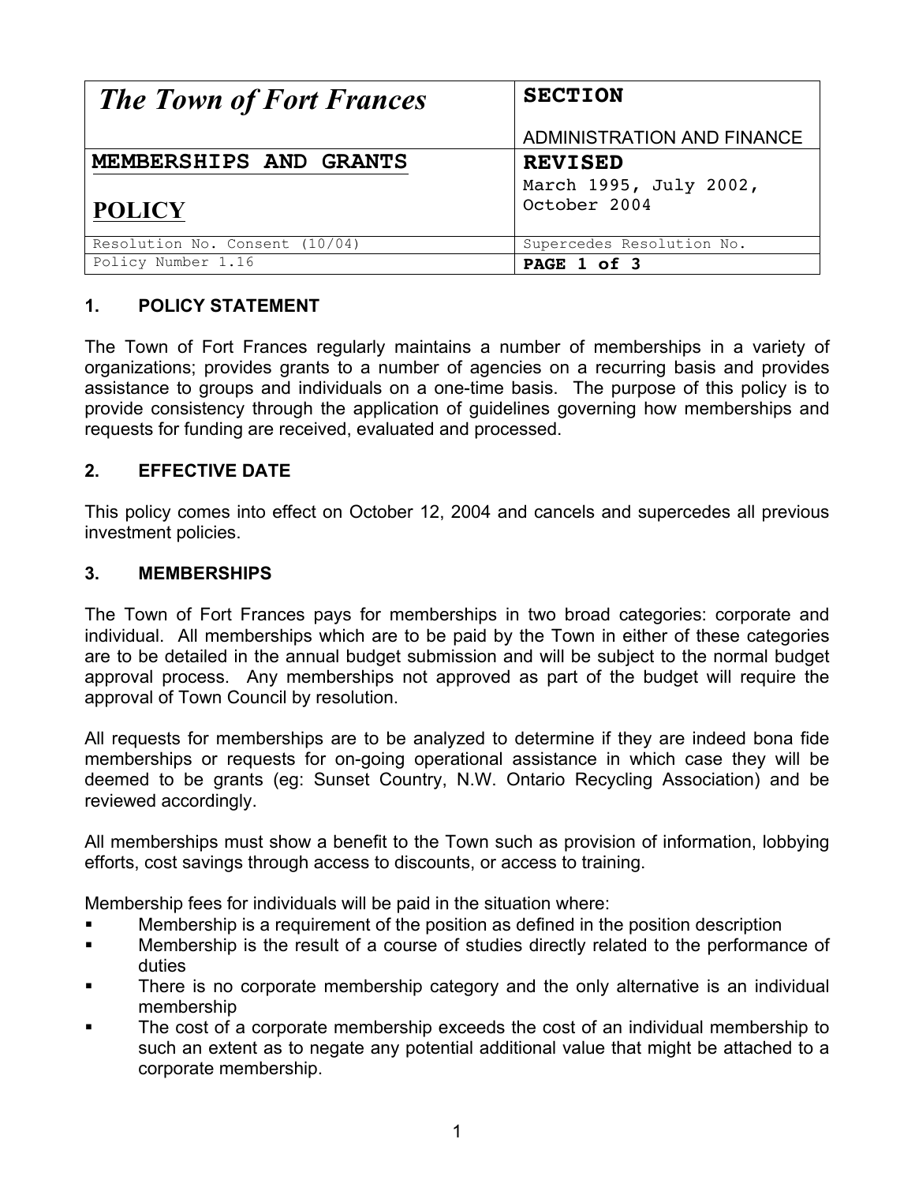| *The Town of Fort Frances* | **SECTION**<br><br>ADMINISTRATION AND FINANCE |
|---|---|
| **MEMBERSHIPS AND GRANTS**<br><br>**POLICY** | **REVISED**<br>March 1995, July 2002, October 2004 |
| Resolution No. Consent (10/04) | Supercedes Resolution No. |
| Policy Number 1.16 | **PAGE 1 of 3** |

## 1. POLICY STATEMENT

The Town of Fort Frances regularly maintains a number of memberships in a variety of organizations; provides grants to a number of agencies on a recurring basis and provides assistance to groups and individuals on a one-time basis. The purpose of this policy is to provide consistency through the application of guidelines governing how memberships and requests for funding are received, evaluated and processed.

## 2. EFFECTIVE DATE

This policy comes into effect on October 12, 2004 and cancels and supercedes all previous investment policies.

## 3. MEMBERSHIPS

The Town of Fort Frances pays for memberships in two broad categories: corporate and individual. All memberships which are to be paid by the Town in either of these categories are to be detailed in the annual budget submission and will be subject to the normal budget approval process. Any memberships not approved as part of the budget will require the approval of Town Council by resolution.

All requests for memberships are to be analyzed to determine if they are indeed bona fide memberships or requests for on-going operational assistance in which case they will be deemed to be grants (eg: Sunset Country, N.W. Ontario Recycling Association) and be reviewed accordingly.

All memberships must show a benefit to the Town such as provision of information, lobbying efforts, cost savings through access to discounts, or access to training.

Membership fees for individuals will be paid in the situation where:

- Membership is a requirement of the position as defined in the position description
- Membership is the result of a course of studies directly related to the performance of duties
- There is no corporate membership category and the only alternative is an individual membership
- The cost of a corporate membership exceeds the cost of an individual membership to such an extent as to negate any potential additional value that might be attached to a corporate membership.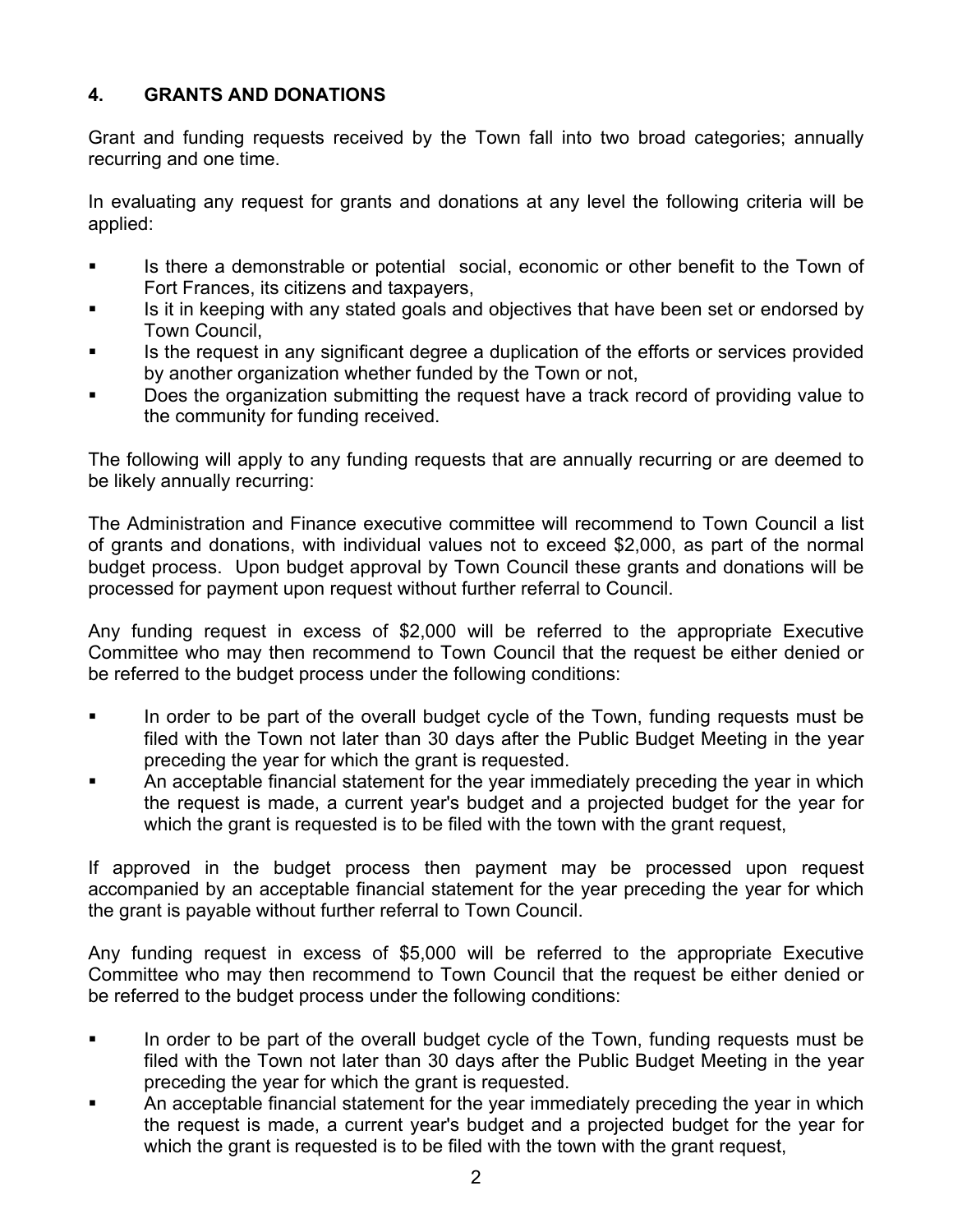## 4. GRANTS AND DONATIONS

Grant and funding requests received by the Town fall into two broad categories; annually recurring and one time.

In evaluating any request for grants and donations at any level the following criteria will be applied:

- Is there a demonstrable or potential social, economic or other benefit to the Town of Fort Frances, its citizens and taxpayers,
- Is it in keeping with any stated goals and objectives that have been set or endorsed by Town Council,
- Is the request in any significant degree a duplication of the efforts or services provided by another organization whether funded by the Town or not,
- Does the organization submitting the request have a track record of providing value to the community for funding received.

The following will apply to any funding requests that are annually recurring or are deemed to be likely annually recurring:

The Administration and Finance executive committee will recommend to Town Council a list of grants and donations, with individual values not to exceed $2,000, as part of the normal budget process. Upon budget approval by Town Council these grants and donations will be processed for payment upon request without further referral to Council.

Any funding request in excess of $2,000 will be referred to the appropriate Executive Committee who may then recommend to Town Council that the request be either denied or be referred to the budget process under the following conditions:

- In order to be part of the overall budget cycle of the Town, funding requests must be filed with the Town not later than 30 days after the Public Budget Meeting in the year preceding the year for which the grant is requested.
- An acceptable financial statement for the year immediately preceding the year in which the request is made, a current year's budget and a projected budget for the year for which the grant is requested is to be filed with the town with the grant request,

If approved in the budget process then payment may be processed upon request accompanied by an acceptable financial statement for the year preceding the year for which the grant is payable without further referral to Town Council.

Any funding request in excess of $5,000 will be referred to the appropriate Executive Committee who may then recommend to Town Council that the request be either denied or be referred to the budget process under the following conditions:

- In order to be part of the overall budget cycle of the Town, funding requests must be filed with the Town not later than 30 days after the Public Budget Meeting in the year preceding the year for which the grant is requested.
- An acceptable financial statement for the year immediately preceding the year in which the request is made, a current year's budget and a projected budget for the year for which the grant is requested is to be filed with the town with the grant request,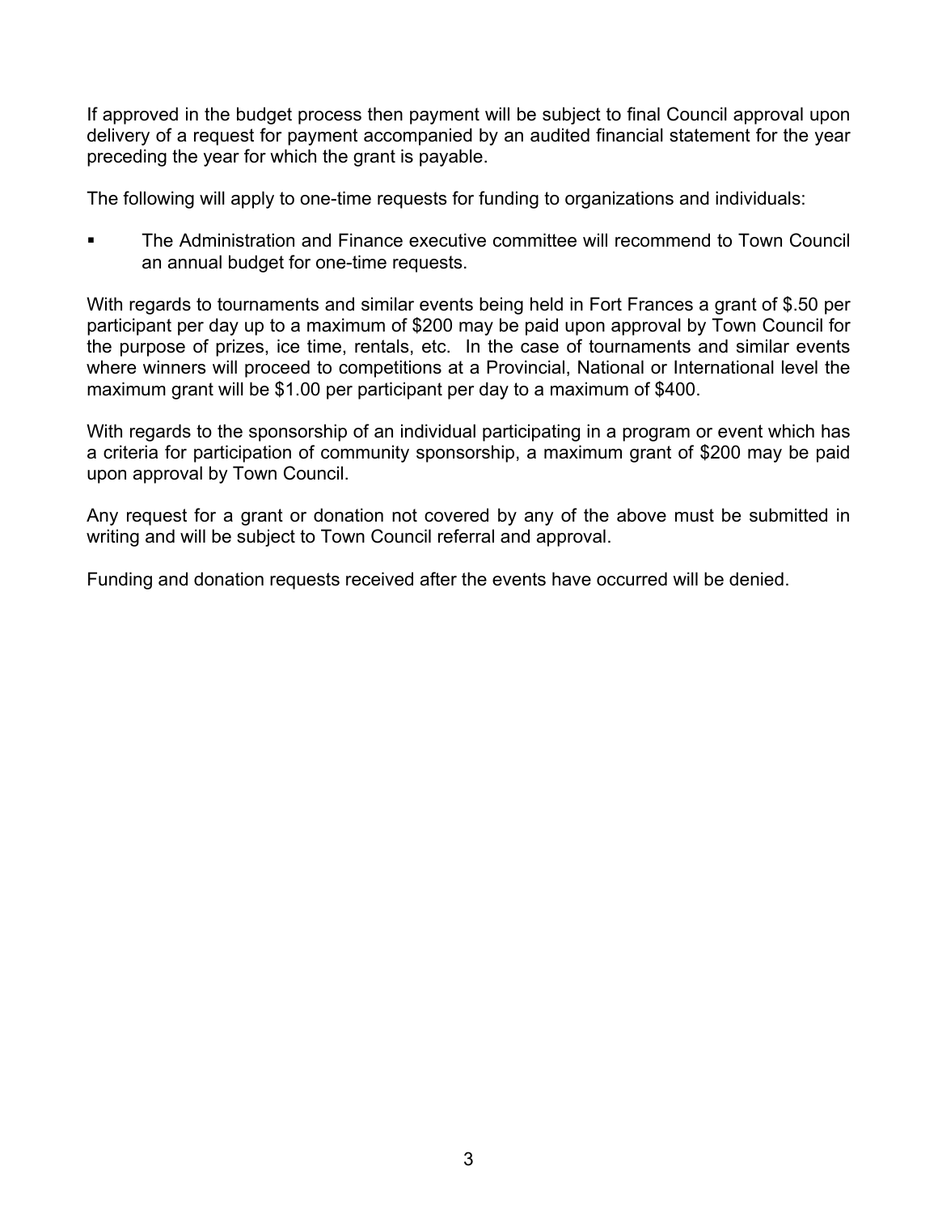If approved in the budget process then payment will be subject to final Council approval upon delivery of a request for payment accompanied by an audited financial statement for the year preceding the year for which the grant is payable.

The following will apply to one-time requests for funding to organizations and individuals:

- The Administration and Finance executive committee will recommend to Town Council an annual budget for one-time requests.

With regards to tournaments and similar events being held in Fort Frances a grant of $.50 per participant per day up to a maximum of $200 may be paid upon approval by Town Council for the purpose of prizes, ice time, rentals, etc. In the case of tournaments and similar events where winners will proceed to competitions at a Provincial, National or International level the maximum grant will be $1.00 per participant per day to a maximum of $400.

With regards to the sponsorship of an individual participating in a program or event which has a criteria for participation of community sponsorship, a maximum grant of $200 may be paid upon approval by Town Council.

Any request for a grant or donation not covered by any of the above must be submitted in writing and will be subject to Town Council referral and approval.

Funding and donation requests received after the events have occurred will be denied.